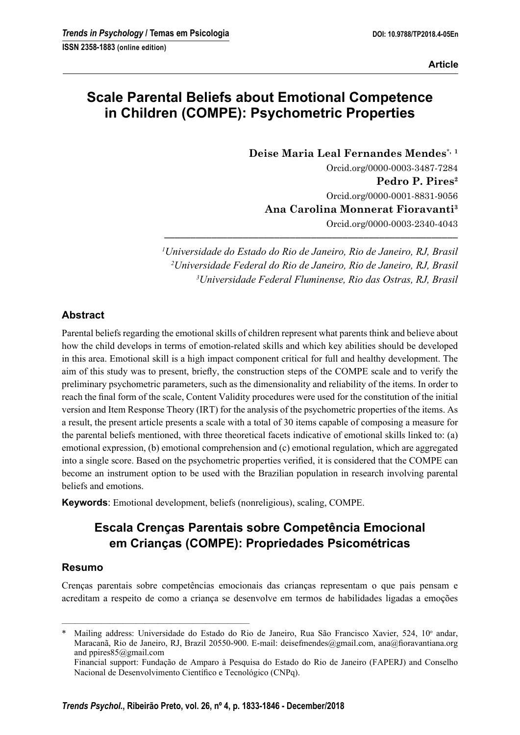Article

# Scale Parental Beliefs about Emotional Competence in Children (COMPE): Psychometric Properties

**Deise Maria Leal Fernandes Mendes**[*, 1]
Orcid.org/0000-0003-3487-7284
**Pedro P. Pires**[2]
Orcid.org/0000-0001-8831-9056
**Ana Carolina Monnerat Fioravanti**[3]
Orcid.org/0000-0003-2340-4043

[1]*Universidade do Estado do Rio de Janeiro, Rio de Janeiro, RJ, Brasil*
[2]*Universidade Federal do Rio de Janeiro, Rio de Janeiro, RJ, Brasil*
[3]*Universidade Federal Fluminense, Rio das Ostras, RJ, Brasil*

## Abstract

Parental beliefs regarding the emotional skills of children represent what parents think and believe about how the child develops in terms of emotion-related skills and which key abilities should be developed in this area. Emotional skill is a high impact component critical for full and healthy development. The aim of this study was to present, briefly, the construction steps of the COMPE scale and to verify the preliminary psychometric parameters, such as the dimensionality and reliability of the items. In order to reach the final form of the scale, Content Validity procedures were used for the constitution of the initial version and Item Response Theory (IRT) for the analysis of the psychometric properties of the items. As a result, the present article presents a scale with a total of 30 items capable of composing a measure for the parental beliefs mentioned, with three theoretical facets indicative of emotional skills linked to: (a) emotional expression, (b) emotional comprehension and (c) emotional regulation, which are aggregated into a single score. Based on the psychometric properties verified, it is considered that the COMPE can become an instrument option to be used with the Brazilian population in research involving parental beliefs and emotions.

**Keywords**: Emotional development, beliefs (nonreligious), scaling, COMPE.

# Escala Crenças Parentais sobre Competência Emocional em Crianças (COMPE): Propriedades Psicométricas

## Resumo

Crenças parentais sobre competências emocionais das crianças representam o que pais pensam e acreditam a respeito de como a criança se desenvolve em termos de habilidades ligadas a emoções

---

\* Mailing address: Universidade do Estado do Rio de Janeiro, Rua São Francisco Xavier, 524, 10º andar, Maracanã, Rio de Janeiro, RJ, Brazil 20550-900. E-mail: deisefmendes@gmail.com, ana@fioravantiana.org and ppires85@gmail.com
Financial support: Fundação de Amparo à Pesquisa do Estado do Rio de Janeiro (FAPERJ) and Conselho Nacional de Desenvolvimento Científico e Tecnológico (CNPq).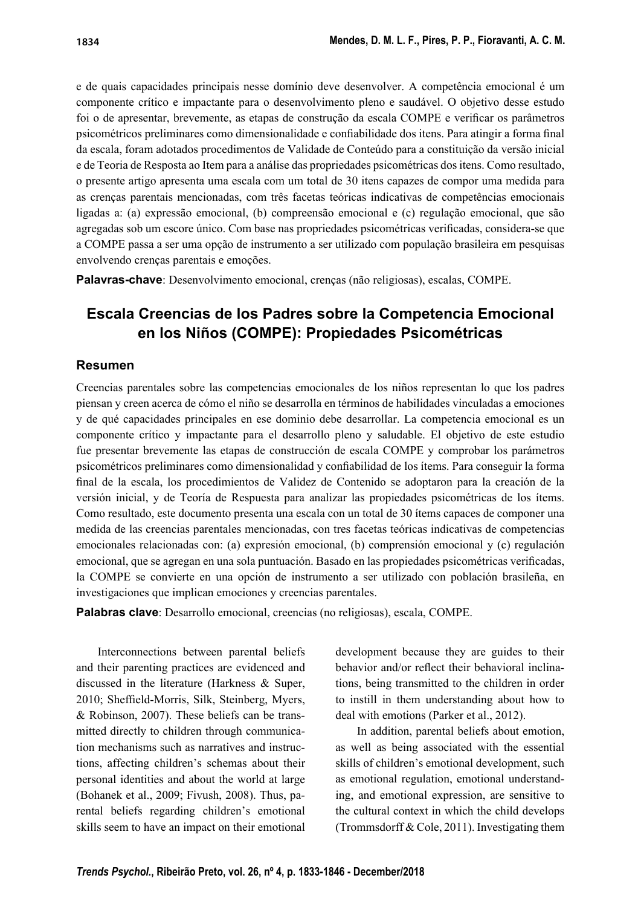e de quais capacidades principais nesse domínio deve desenvolver. A competência emocional é um componente crítico e impactante para o desenvolvimento pleno e saudável. O objetivo desse estudo foi o de apresentar, brevemente, as etapas de construção da escala COMPE e verificar os parâmetros psicométricos preliminares como dimensionalidade e confiabilidade dos itens. Para atingir a forma final da escala, foram adotados procedimentos de Validade de Conteúdo para a constituição da versão inicial e de Teoria de Resposta ao Item para a análise das propriedades psicométricas dos itens. Como resultado, o presente artigo apresenta uma escala com um total de 30 itens capazes de compor uma medida para as crenças parentais mencionadas, com três facetas teóricas indicativas de competências emocionais ligadas a: (a) expressão emocional, (b) compreensão emocional e (c) regulação emocional, que são agregadas sob um escore único. Com base nas propriedades psicométricas verificadas, considera-se que a COMPE passa a ser uma opção de instrumento a ser utilizado com população brasileira em pesquisas envolvendo crenças parentais e emoções.

**Palavras-chave**: Desenvolvimento emocional, crenças (não religiosas), escalas, COMPE.

## Escala Creencias de los Padres sobre la Competencia Emocional en los Niños (COMPE): Propiedades Psicométricas

### Resumen

Creencias parentales sobre las competencias emocionales de los niños representan lo que los padres piensan y creen acerca de cómo el niño se desarrolla en términos de habilidades vinculadas a emociones y de qué capacidades principales en ese dominio debe desarrollar. La competencia emocional es un componente crítico y impactante para el desarrollo pleno y saludable. El objetivo de este estudio fue presentar brevemente las etapas de construcción de escala COMPE y comprobar los parámetros psicométricos preliminares como dimensionalidad y confiabilidad de los ítems. Para conseguir la forma final de la escala, los procedimientos de Validez de Contenido se adoptaron para la creación de la versión inicial, y de Teoría de Respuesta para analizar las propiedades psicométricas de los ítems. Como resultado, este documento presenta una escala con un total de 30 ítems capaces de componer una medida de las creencias parentales mencionadas, con tres facetas teóricas indicativas de competencias emocionales relacionadas con: (a) expresión emocional, (b) comprensión emocional y (c) regulación emocional, que se agregan en una sola puntuación. Basado en las propiedades psicométricas verificadas, la COMPE se convierte en una opción de instrumento a ser utilizado con población brasileña, en investigaciones que implican emociones y creencias parentales.

**Palabras clave**: Desarrollo emocional, creencias (no religiosas), escala, COMPE.

Interconnections between parental beliefs and their parenting practices are evidenced and discussed in the literature (Harkness & Super, 2010; Sheffield-Morris, Silk, Steinberg, Myers, & Robinson, 2007). These beliefs can be transmitted directly to children through communication mechanisms such as narratives and instructions, affecting children's schemas about their personal identities and about the world at large (Bohanek et al., 2009; Fivush, 2008). Thus, parental beliefs regarding children's emotional skills seem to have an impact on their emotional development because they are guides to their behavior and/or reflect their behavioral inclinations, being transmitted to the children in order to instill in them understanding about how to deal with emotions (Parker et al., 2012).

In addition, parental beliefs about emotion, as well as being associated with the essential skills of children's emotional development, such as emotional regulation, emotional understanding, and emotional expression, are sensitive to the cultural context in which the child develops (Trommsdorff & Cole, 2011). Investigating them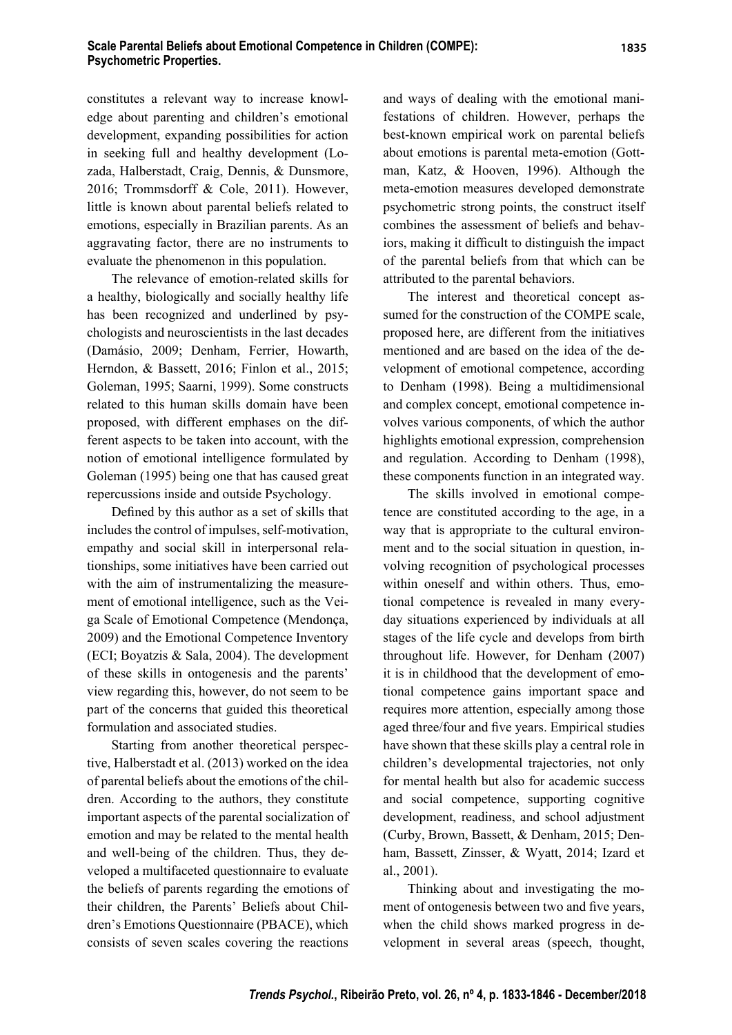constitutes a relevant way to increase knowledge about parenting and children's emotional development, expanding possibilities for action in seeking full and healthy development (Lozada, Halberstadt, Craig, Dennis, & Dunsmore, 2016; Trommsdorff & Cole, 2011). However, little is known about parental beliefs related to emotions, especially in Brazilian parents. As an aggravating factor, there are no instruments to evaluate the phenomenon in this population.

The relevance of emotion-related skills for a healthy, biologically and socially healthy life has been recognized and underlined by psychologists and neuroscientists in the last decades (Damásio, 2009; Denham, Ferrier, Howarth, Herndon, & Bassett, 2016; Finlon et al., 2015; Goleman, 1995; Saarni, 1999). Some constructs related to this human skills domain have been proposed, with different emphases on the different aspects to be taken into account, with the notion of emotional intelligence formulated by Goleman (1995) being one that has caused great repercussions inside and outside Psychology.

Defined by this author as a set of skills that includes the control of impulses, self-motivation, empathy and social skill in interpersonal relationships, some initiatives have been carried out with the aim of instrumentalizing the measurement of emotional intelligence, such as the Veiga Scale of Emotional Competence (Mendonça, 2009) and the Emotional Competence Inventory (ECI; Boyatzis & Sala, 2004). The development of these skills in ontogenesis and the parents' view regarding this, however, do not seem to be part of the concerns that guided this theoretical formulation and associated studies.

Starting from another theoretical perspective, Halberstadt et al. (2013) worked on the idea of parental beliefs about the emotions of the children. According to the authors, they constitute important aspects of the parental socialization of emotion and may be related to the mental health and well-being of the children. Thus, they developed a multifaceted questionnaire to evaluate the beliefs of parents regarding the emotions of their children, the Parents' Beliefs about Children's Emotions Questionnaire (PBACE), which consists of seven scales covering the reactions and ways of dealing with the emotional manifestations of children. However, perhaps the best-known empirical work on parental beliefs about emotions is parental meta-emotion (Gottman, Katz, & Hooven, 1996). Although the meta-emotion measures developed demonstrate psychometric strong points, the construct itself combines the assessment of beliefs and behaviors, making it difficult to distinguish the impact of the parental beliefs from that which can be attributed to the parental behaviors.

The interest and theoretical concept assumed for the construction of the COMPE scale, proposed here, are different from the initiatives mentioned and are based on the idea of the development of emotional competence, according to Denham (1998). Being a multidimensional and complex concept, emotional competence involves various components, of which the author highlights emotional expression, comprehension and regulation. According to Denham (1998), these components function in an integrated way.

The skills involved in emotional competence are constituted according to the age, in a way that is appropriate to the cultural environment and to the social situation in question, involving recognition of psychological processes within oneself and within others. Thus, emotional competence is revealed in many everyday situations experienced by individuals at all stages of the life cycle and develops from birth throughout life. However, for Denham (2007) it is in childhood that the development of emotional competence gains important space and requires more attention, especially among those aged three/four and five years. Empirical studies have shown that these skills play a central role in children's developmental trajectories, not only for mental health but also for academic success and social competence, supporting cognitive development, readiness, and school adjustment (Curby, Brown, Bassett, & Denham, 2015; Denham, Bassett, Zinsser, & Wyatt, 2014; Izard et al., 2001).

Thinking about and investigating the moment of ontogenesis between two and five years, when the child shows marked progress in development in several areas (speech, thought,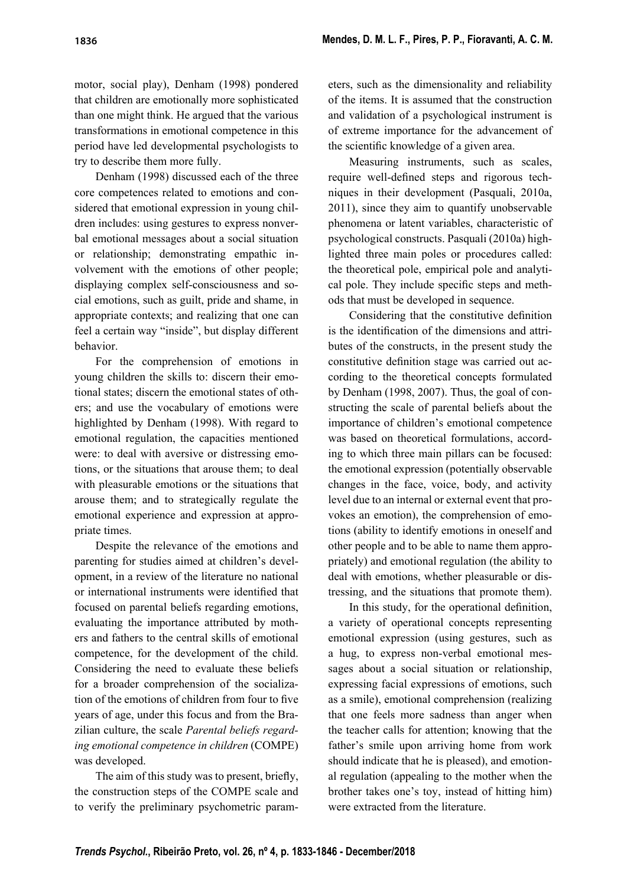motor, social play), Denham (1998) pondered that children are emotionally more sophisticated than one might think. He argued that the various transformations in emotional competence in this period have led developmental psychologists to try to describe them more fully.

Denham (1998) discussed each of the three core competences related to emotions and considered that emotional expression in young children includes: using gestures to express nonverbal emotional messages about a social situation or relationship; demonstrating empathic involvement with the emotions of other people; displaying complex self-consciousness and social emotions, such as guilt, pride and shame, in appropriate contexts; and realizing that one can feel a certain way "inside", but display different behavior.

For the comprehension of emotions in young children the skills to: discern their emotional states; discern the emotional states of others; and use the vocabulary of emotions were highlighted by Denham (1998). With regard to emotional regulation, the capacities mentioned were: to deal with aversive or distressing emotions, or the situations that arouse them; to deal with pleasurable emotions or the situations that arouse them; and to strategically regulate the emotional experience and expression at appropriate times.

Despite the relevance of the emotions and parenting for studies aimed at children's development, in a review of the literature no national or international instruments were identified that focused on parental beliefs regarding emotions, evaluating the importance attributed by mothers and fathers to the central skills of emotional competence, for the development of the child. Considering the need to evaluate these beliefs for a broader comprehension of the socialization of the emotions of children from four to five years of age, under this focus and from the Brazilian culture, the scale *Parental beliefs regarding emotional competence in children* (COMPE) was developed.

The aim of this study was to present, briefly, the construction steps of the COMPE scale and to verify the preliminary psychometric parameters, such as the dimensionality and reliability of the items. It is assumed that the construction and validation of a psychological instrument is of extreme importance for the advancement of the scientific knowledge of a given area.

Measuring instruments, such as scales, require well-defined steps and rigorous techniques in their development (Pasquali, 2010a, 2011), since they aim to quantify unobservable phenomena or latent variables, characteristic of psychological constructs. Pasquali (2010a) highlighted three main poles or procedures called: the theoretical pole, empirical pole and analytical pole. They include specific steps and methods that must be developed in sequence.

Considering that the constitutive definition is the identification of the dimensions and attributes of the constructs, in the present study the constitutive definition stage was carried out according to the theoretical concepts formulated by Denham (1998, 2007). Thus, the goal of constructing the scale of parental beliefs about the importance of children's emotional competence was based on theoretical formulations, according to which three main pillars can be focused: the emotional expression (potentially observable changes in the face, voice, body, and activity level due to an internal or external event that provokes an emotion), the comprehension of emotions (ability to identify emotions in oneself and other people and to be able to name them appropriately) and emotional regulation (the ability to deal with emotions, whether pleasurable or distressing, and the situations that promote them).

In this study, for the operational definition, a variety of operational concepts representing emotional expression (using gestures, such as a hug, to express non-verbal emotional messages about a social situation or relationship, expressing facial expressions of emotions, such as a smile), emotional comprehension (realizing that one feels more sadness than anger when the teacher calls for attention; knowing that the father's smile upon arriving home from work should indicate that he is pleased), and emotional regulation (appealing to the mother when the brother takes one's toy, instead of hitting him) were extracted from the literature.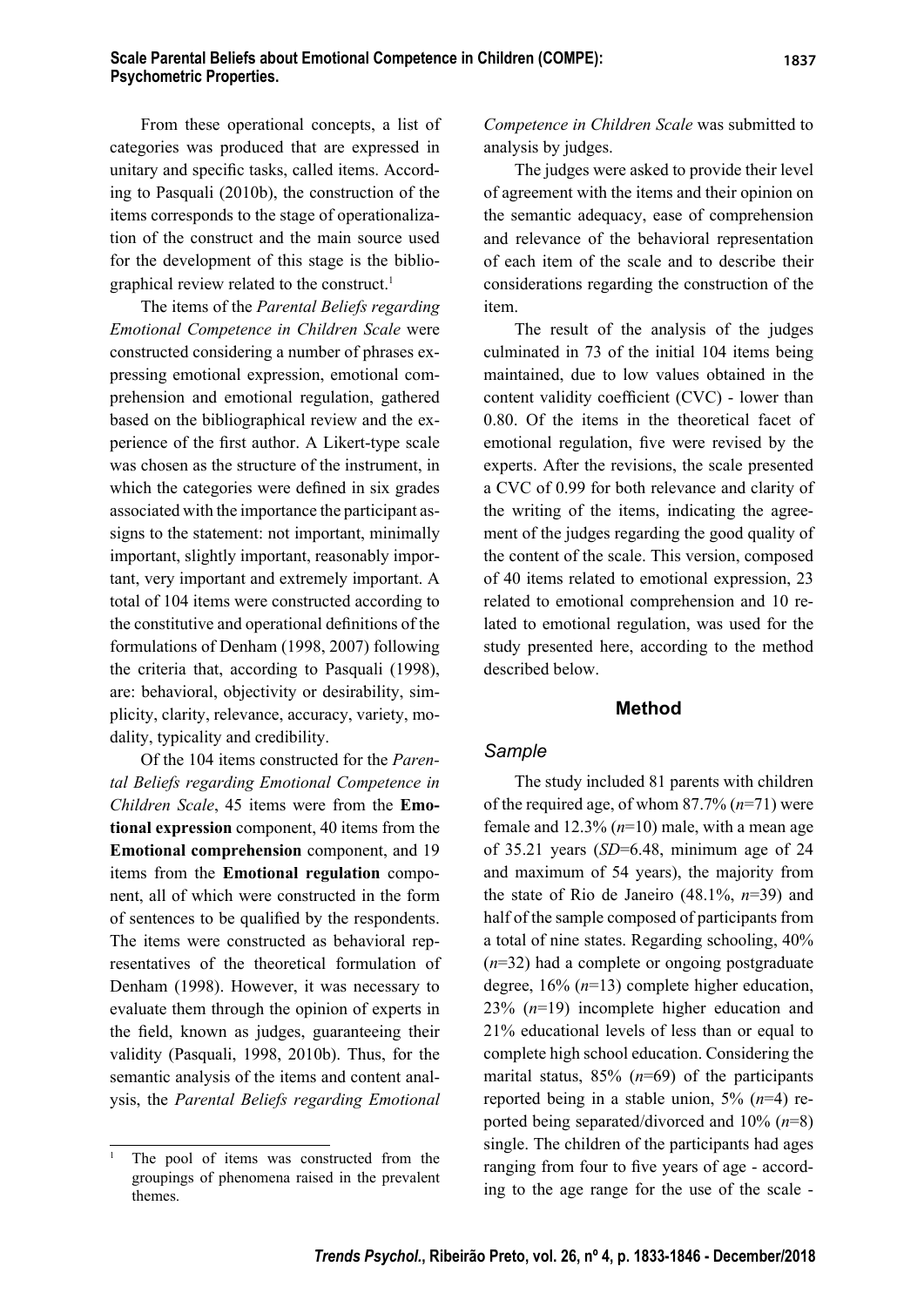From these operational concepts, a list of categories was produced that are expressed in unitary and specific tasks, called items. According to Pasquali (2010b), the construction of the items corresponds to the stage of operationalization of the construct and the main source used for the development of this stage is the bibliographical review related to the construct.[1]

The items of the *Parental Beliefs regarding Emotional Competence in Children Scale* were constructed considering a number of phrases expressing emotional expression, emotional comprehension and emotional regulation, gathered based on the bibliographical review and the experience of the first author. A Likert-type scale was chosen as the structure of the instrument, in which the categories were defined in six grades associated with the importance the participant assigns to the statement: not important, minimally important, slightly important, reasonably important, very important and extremely important. A total of 104 items were constructed according to the constitutive and operational definitions of the formulations of Denham (1998, 2007) following the criteria that, according to Pasquali (1998), are: behavioral, objectivity or desirability, simplicity, clarity, relevance, accuracy, variety, modality, typicality and credibility.

Of the 104 items constructed for the *Parental Beliefs regarding Emotional Competence in Children Scale*, 45 items were from the **Emotional expression** component, 40 items from the **Emotional comprehension** component, and 19 items from the **Emotional regulation** component, all of which were constructed in the form of sentences to be qualified by the respondents. The items were constructed as behavioral representatives of the theoretical formulation of Denham (1998). However, it was necessary to evaluate them through the opinion of experts in the field, known as judges, guaranteeing their validity (Pasquali, 1998, 2010b). Thus, for the semantic analysis of the items and content analysis, the *Parental Beliefs regarding Emotional Competence in Children Scale* was submitted to analysis by judges.

The judges were asked to provide their level of agreement with the items and their opinion on the semantic adequacy, ease of comprehension and relevance of the behavioral representation of each item of the scale and to describe their considerations regarding the construction of the item.

The result of the analysis of the judges culminated in 73 of the initial 104 items being maintained, due to low values obtained in the content validity coefficient (CVC) - lower than 0.80. Of the items in the theoretical facet of emotional regulation, five were revised by the experts. After the revisions, the scale presented a CVC of 0.99 for both relevance and clarity of the writing of the items, indicating the agreement of the judges regarding the good quality of the content of the scale. This version, composed of 40 items related to emotional expression, 23 related to emotional comprehension and 10 related to emotional regulation, was used for the study presented here, according to the method described below.

## Method

### Sample

The study included 81 parents with children of the required age, of whom 87.7% ($n$=71) were female and 12.3% ($n$=10) male, with a mean age of 35.21 years ($SD$=6.48, minimum age of 24 and maximum of 54 years), the majority from the state of Rio de Janeiro (48.1%, $n$=39) and half of the sample composed of participants from a total of nine states. Regarding schooling, 40% ($n$=32) had a complete or ongoing postgraduate degree, 16% ($n$=13) complete higher education, 23% ($n$=19) incomplete higher education and 21% educational levels of less than or equal to complete high school education. Considering the marital status, 85% ($n$=69) of the participants reported being in a stable union, 5% ($n$=4) reported being separated/divorced and 10% ($n$=8) single. The children of the participants had ages ranging from four to five years of age - according to the age range for the use of the scale -

[1] The pool of items was constructed from the groupings of phenomena raised in the prevalent themes.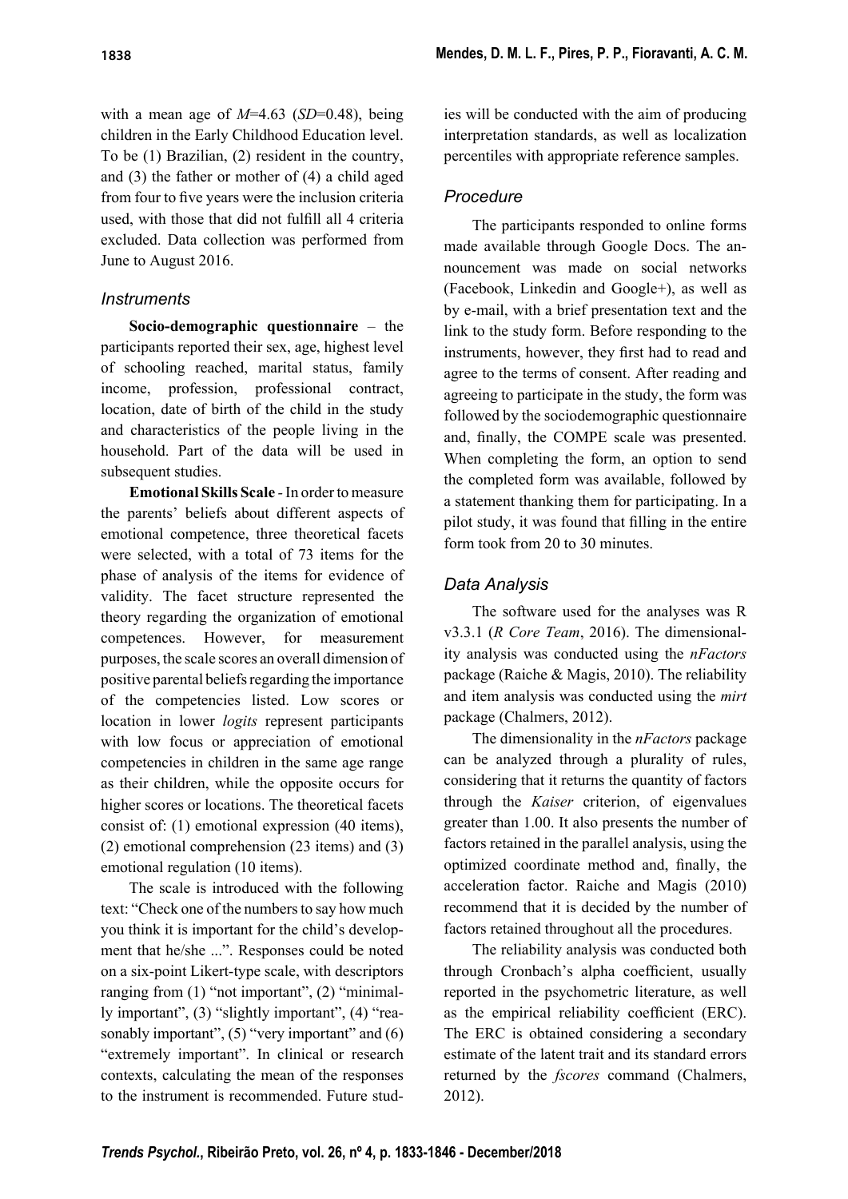with a mean age of $M$=4.63 ($SD$=0.48), being children in the Early Childhood Education level. To be (1) Brazilian, (2) resident in the country, and (3) the father or mother of (4) a child aged from four to five years were the inclusion criteria used, with those that did not fulfill all 4 criteria excluded. Data collection was performed from June to August 2016.

### Instruments

**Socio-demographic questionnaire** – the participants reported their sex, age, highest level of schooling reached, marital status, family income, profession, professional contract, location, date of birth of the child in the study and characteristics of the people living in the household. Part of the data will be used in subsequent studies.

**Emotional Skills Scale** - In order to measure the parents' beliefs about different aspects of emotional competence, three theoretical facets were selected, with a total of 73 items for the phase of analysis of the items for evidence of validity. The facet structure represented the theory regarding the organization of emotional competences. However, for measurement purposes, the scale scores an overall dimension of positive parental beliefs regarding the importance of the competencies listed. Low scores or location in lower *logits* represent participants with low focus or appreciation of emotional competencies in children in the same age range as their children, while the opposite occurs for higher scores or locations. The theoretical facets consist of: (1) emotional expression (40 items), (2) emotional comprehension (23 items) and (3) emotional regulation (10 items).

The scale is introduced with the following text: "Check one of the numbers to say how much you think it is important for the child's development that he/she ...". Responses could be noted on a six-point Likert-type scale, with descriptors ranging from (1) "not important", (2) "minimally important", (3) "slightly important", (4) "reasonably important", (5) "very important" and (6) "extremely important". In clinical or research contexts, calculating the mean of the responses to the instrument is recommended. Future studies will be conducted with the aim of producing interpretation standards, as well as localization percentiles with appropriate reference samples.

### Procedure

The participants responded to online forms made available through Google Docs. The announcement was made on social networks (Facebook, Linkedin and Google+), as well as by e-mail, with a brief presentation text and the link to the study form. Before responding to the instruments, however, they first had to read and agree to the terms of consent. After reading and agreeing to participate in the study, the form was followed by the sociodemographic questionnaire and, finally, the COMPE scale was presented. When completing the form, an option to send the completed form was available, followed by a statement thanking them for participating. In a pilot study, it was found that filling in the entire form took from 20 to 30 minutes.

### Data Analysis

The software used for the analyses was R v3.3.1 (*R Core Team*, 2016). The dimensionality analysis was conducted using the *nFactors* package (Raiche & Magis, 2010). The reliability and item analysis was conducted using the *mirt* package (Chalmers, 2012).

The dimensionality in the *nFactors* package can be analyzed through a plurality of rules, considering that it returns the quantity of factors through the *Kaiser* criterion, of eigenvalues greater than 1.00. It also presents the number of factors retained in the parallel analysis, using the optimized coordinate method and, finally, the acceleration factor. Raiche and Magis (2010) recommend that it is decided by the number of factors retained throughout all the procedures.

The reliability analysis was conducted both through Cronbach's alpha coefficient, usually reported in the psychometric literature, as well as the empirical reliability coefficient (ERC). The ERC is obtained considering a secondary estimate of the latent trait and its standard errors returned by the *fscores* command (Chalmers, 2012).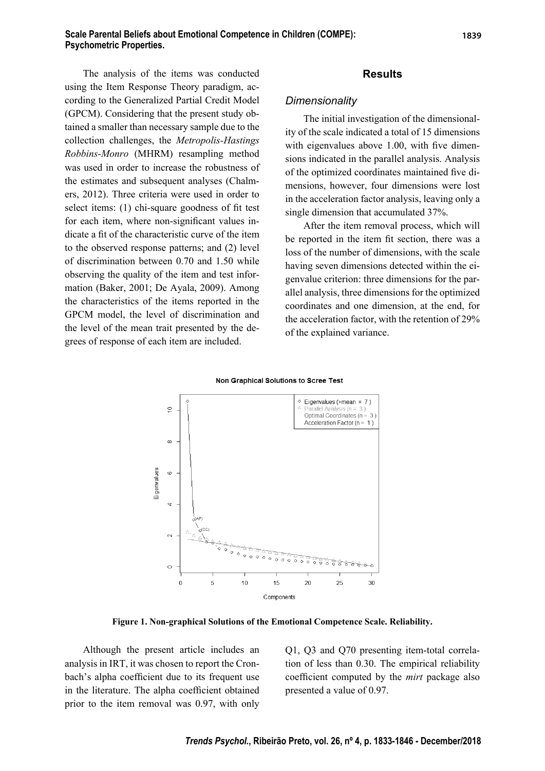The analysis of the items was conducted using the Item Response Theory paradigm, according to the Generalized Partial Credit Model (GPCM). Considering that the present study obtained a smaller than necessary sample due to the collection challenges, the *Metropolis-Hastings Robbins-Monro* (MHRM) resampling method was used in order to increase the robustness of the estimates and subsequent analyses (Chalmers, 2012). Three criteria were used in order to select items: (1) chi-square goodness of fit test for each item, where non-significant values indicate a fit of the characteristic curve of the item to the observed response patterns; and (2) level of discrimination between 0.70 and 1.50 while observing the quality of the item and test information (Baker, 2001; De Ayala, 2009). Among the characteristics of the items reported in the GPCM model, the level of discrimination and the level of the mean trait presented by the degrees of response of each item are included.

## Results

### *Dimensionality*

The initial investigation of the dimensionality of the scale indicated a total of 15 dimensions with eigenvalues above 1.00, with five dimensions indicated in the parallel analysis. Analysis of the optimized coordinates maintained five dimensions, however, four dimensions were lost in the acceleration factor analysis, leaving only a single dimension that accumulated 37%.

After the item removal process, which will be reported in the item fit section, there was a loss of the number of dimensions, with the scale having seven dimensions detected within the eigenvalue criterion: three dimensions for the parallel analysis, three dimensions for the optimized coordinates and one dimension, at the end, for the acceleration factor, with the retention of 29% of the explained variance.

**Figure 1. Non-graphical Solutions of the Emotional Competence Scale. Reliability.**

Although the present article includes an analysis in IRT, it was chosen to report the Cronbach's alpha coefficient due to its frequent use in the literature. The alpha coefficient obtained prior to the item removal was 0.97, with only Q1, Q3 and Q70 presenting item-total correlation of less than 0.30. The empirical reliability coefficient computed by the *mirt* package also presented a value of 0.97.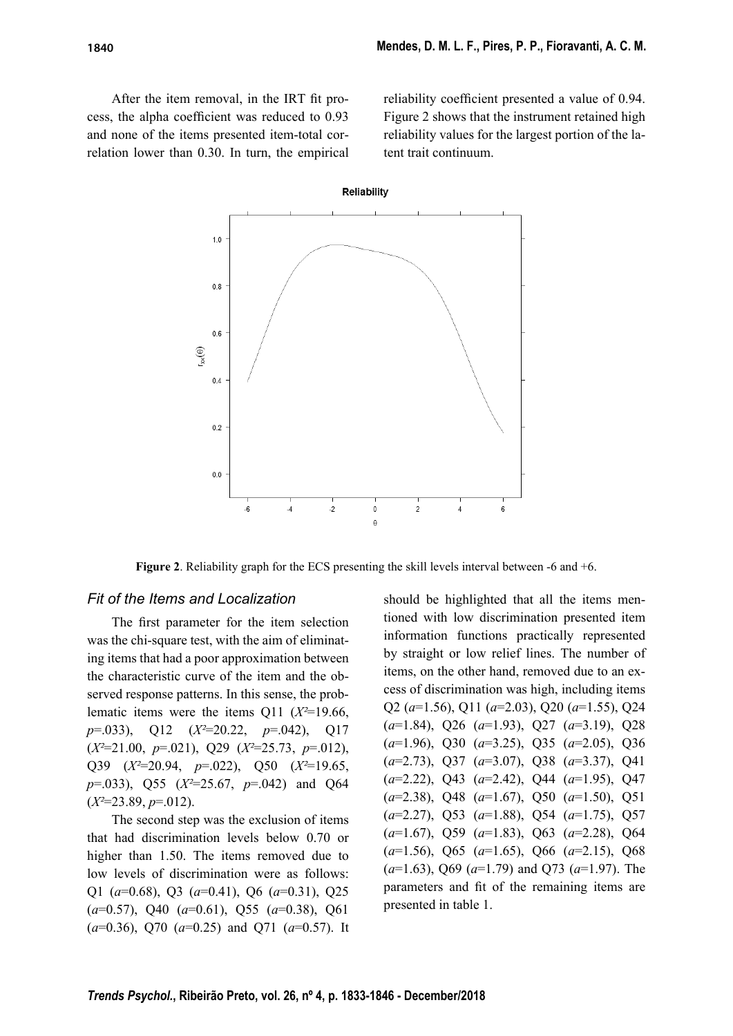After the item removal, in the IRT fit process, the alpha coefficient was reduced to 0.93 and none of the items presented item-total correlation lower than 0.30. In turn, the empirical reliability coefficient presented a value of 0.94. Figure 2 shows that the instrument retained high reliability values for the largest portion of the latent trait continuum.

**Figure 2**. Reliability graph for the ECS presenting the skill levels interval between -6 and +6.

### *Fit of the Items and Localization*

The first parameter for the item selection was the chi-square test, with the aim of eliminating items that had a poor approximation between the characteristic curve of the item and the observed response patterns. In this sense, the problematic items were the items Q11 ($X^2$=19.66, $p$=.033), Q12 ($X^2$=20.22, $p$=.042), Q17 ($X^2$=21.00, $p$=.021), Q29 ($X^2$=25.73, $p$=.012), Q39 ($X^2$=20.94, $p$=.022), Q50 ($X^2$=19.65, $p$=.033), Q55 ($X^2$=25.67, $p$=.042) and Q64 ($X^2$=23.89, $p$=.012).

The second step was the exclusion of items that had discrimination levels below 0.70 or higher than 1.50. The items removed due to low levels of discrimination were as follows: Q1 ($a$=0.68), Q3 ($a$=0.41), Q6 ($a$=0.31), Q25 ($a$=0.57), Q40 ($a$=0.61), Q55 ($a$=0.38), Q61 ($a$=0.36), Q70 ($a$=0.25) and Q71 ($a$=0.57). It should be highlighted that all the items mentioned with low discrimination presented item information functions practically represented by straight or low relief lines. The number of items, on the other hand, removed due to an excess of discrimination was high, including items Q2 ($a$=1.56), Q11 ($a$=2.03), Q20 ($a$=1.55), Q24 ($a$=1.84), Q26 ($a$=1.93), Q27 ($a$=3.19), Q28 ($a$=1.96), Q30 ($a$=3.25), Q35 ($a$=2.05), Q36 ($a$=2.73), Q37 ($a$=3.07), Q38 ($a$=3.37), Q41 ($a$=2.22), Q43 ($a$=2.42), Q44 ($a$=1.95), Q47 ($a$=2.38), Q48 ($a$=1.67), Q50 ($a$=1.50), Q51 ($a$=2.27), Q53 ($a$=1.88), Q54 ($a$=1.75), Q57 ($a$=1.67), Q59 ($a$=1.83), Q63 ($a$=2.28), Q64 ($a$=1.56), Q65 ($a$=1.65), Q66 ($a$=2.15), Q68 ($a$=1.63), Q69 ($a$=1.79) and Q73 ($a$=1.97). The parameters and fit of the remaining items are presented in table 1.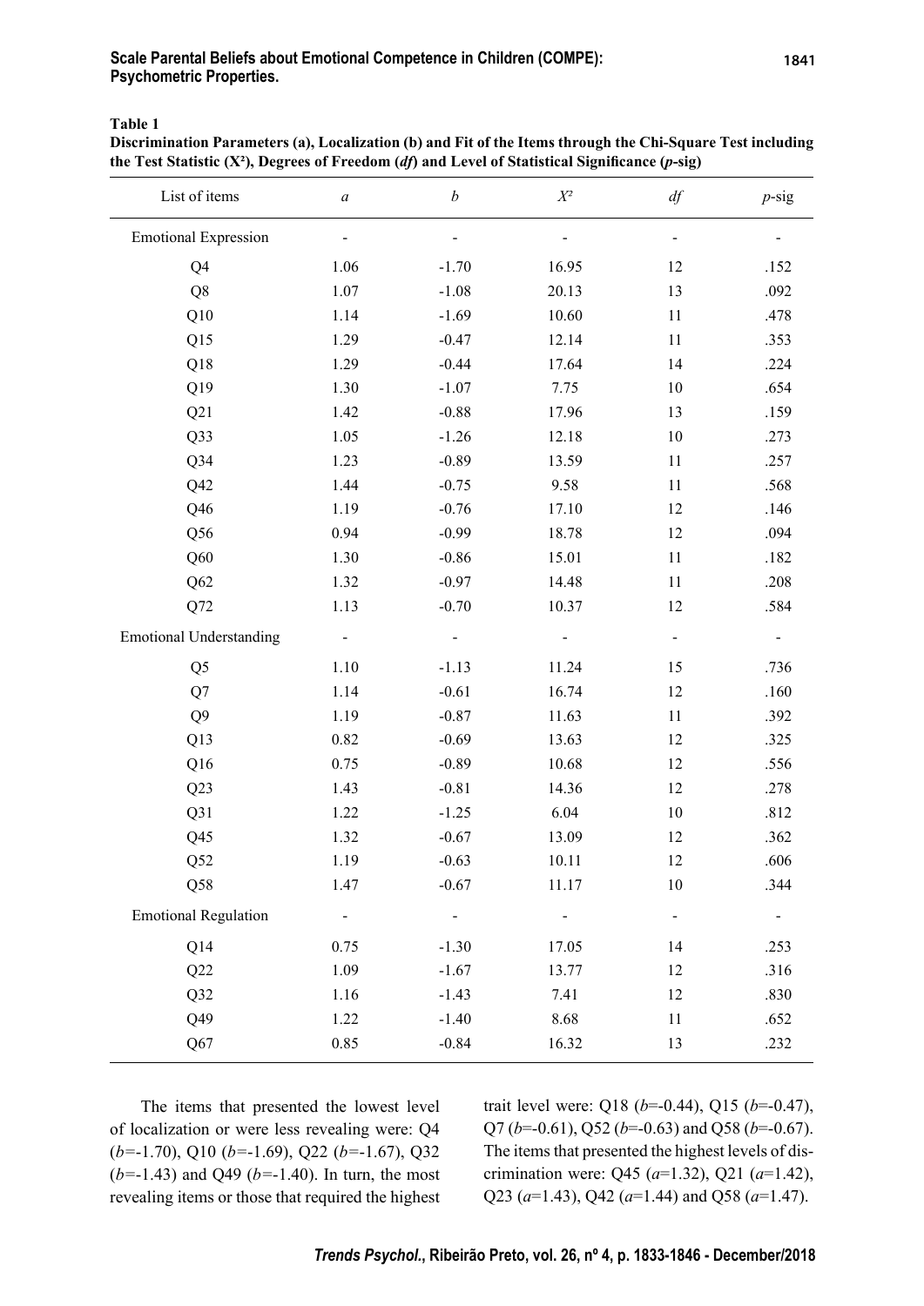**Table 1**
**Discrimination Parameters (a), Localization (b) and Fit of the Items through the Chi-Square Test including the Test Statistic ($X^2$), Degrees of Freedom (*df*) and Level of Statistical Significance (*p*-sig)**

| List of items | *a* | *b* | $X^2$ | *df* | *p*-sig |
|---|---|---|---|---|---|
| Emotional Expression | - | - | - | - | - |
| Q4 | 1.06 | -1.70 | 16.95 | 12 | .152 |
| Q8 | 1.07 | -1.08 | 20.13 | 13 | .092 |
| Q10 | 1.14 | -1.69 | 10.60 | 11 | .478 |
| Q15 | 1.29 | -0.47 | 12.14 | 11 | .353 |
| Q18 | 1.29 | -0.44 | 17.64 | 14 | .224 |
| Q19 | 1.30 | -1.07 | 7.75 | 10 | .654 |
| Q21 | 1.42 | -0.88 | 17.96 | 13 | .159 |
| Q33 | 1.05 | -1.26 | 12.18 | 10 | .273 |
| Q34 | 1.23 | -0.89 | 13.59 | 11 | .257 |
| Q42 | 1.44 | -0.75 | 9.58 | 11 | .568 |
| Q46 | 1.19 | -0.76 | 17.10 | 12 | .146 |
| Q56 | 0.94 | -0.99 | 18.78 | 12 | .094 |
| Q60 | 1.30 | -0.86 | 15.01 | 11 | .182 |
| Q62 | 1.32 | -0.97 | 14.48 | 11 | .208 |
| Q72 | 1.13 | -0.70 | 10.37 | 12 | .584 |
| Emotional Understanding | - | - | - | - | - |
| Q5 | 1.10 | -1.13 | 11.24 | 15 | .736 |
| Q7 | 1.14 | -0.61 | 16.74 | 12 | .160 |
| Q9 | 1.19 | -0.87 | 11.63 | 11 | .392 |
| Q13 | 0.82 | -0.69 | 13.63 | 12 | .325 |
| Q16 | 0.75 | -0.89 | 10.68 | 12 | .556 |
| Q23 | 1.43 | -0.81 | 14.36 | 12 | .278 |
| Q31 | 1.22 | -1.25 | 6.04 | 10 | .812 |
| Q45 | 1.32 | -0.67 | 13.09 | 12 | .362 |
| Q52 | 1.19 | -0.63 | 10.11 | 12 | .606 |
| Q58 | 1.47 | -0.67 | 11.17 | 10 | .344 |
| Emotional Regulation | - | - | - | - | - |
| Q14 | 0.75 | -1.30 | 17.05 | 14 | .253 |
| Q22 | 1.09 | -1.67 | 13.77 | 12 | .316 |
| Q32 | 1.16 | -1.43 | 7.41 | 12 | .830 |
| Q49 | 1.22 | -1.40 | 8.68 | 11 | .652 |
| Q67 | 0.85 | -0.84 | 16.32 | 13 | .232 |

The items that presented the lowest level of localization or were less revealing were: Q4 (*b*=-1.70), Q10 (*b*=-1.69), Q22 (*b*=-1.67), Q32 (*b*=-1.43) and Q49 (*b*=-1.40). In turn, the most revealing items or those that required the highest trait level were: Q18 (*b*=-0.44), Q15 (*b*=-0.47), Q7 (*b*=-0.61), Q52 (*b*=-0.63) and Q58 (*b*=-0.67). The items that presented the highest levels of discrimination were: Q45 (*a*=1.32), Q21 (*a*=1.42), Q23 (*a*=1.43), Q42 (*a*=1.44) and Q58 (*a*=1.47).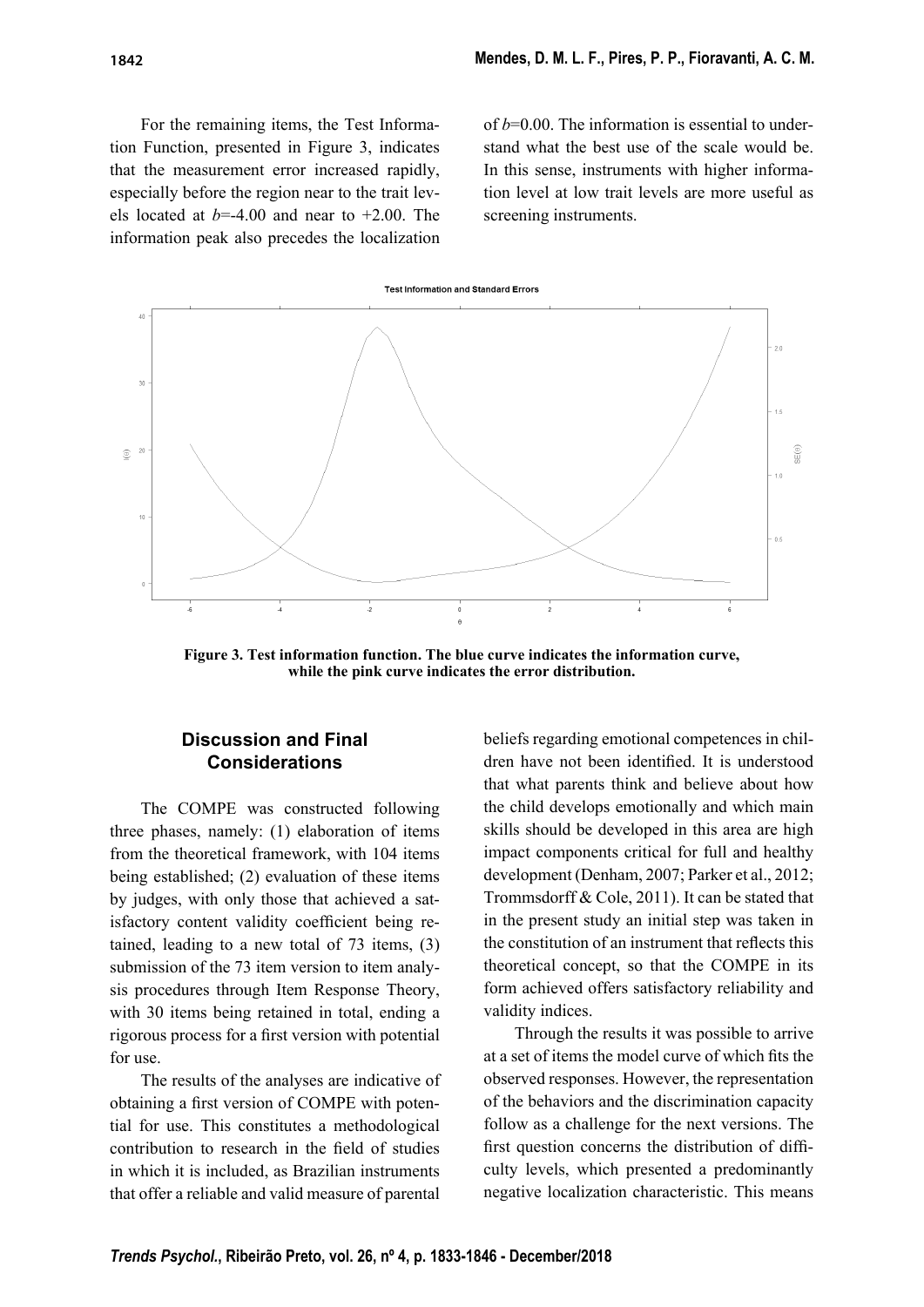For the remaining items, the Test Information Function, presented in Figure 3, indicates that the measurement error increased rapidly, especially before the region near to the trait levels located at *b*=-4.00 and near to +2.00. The information peak also precedes the localization of *b*=0.00. The information is essential to understand what the best use of the scale would be. In this sense, instruments with higher information level at low trait levels are more useful as screening instruments.

**Figure 3. Test information function. The blue curve indicates the information curve, while the pink curve indicates the error distribution.**

## Discussion and Final Considerations

The COMPE was constructed following three phases, namely: (1) elaboration of items from the theoretical framework, with 104 items being established; (2) evaluation of these items by judges, with only those that achieved a satisfactory content validity coefficient being retained, leading to a new total of 73 items, (3) submission of the 73 item version to item analysis procedures through Item Response Theory, with 30 items being retained in total, ending a rigorous process for a first version with potential for use.

The results of the analyses are indicative of obtaining a first version of COMPE with potential for use. This constitutes a methodological contribution to research in the field of studies in which it is included, as Brazilian instruments that offer a reliable and valid measure of parental beliefs regarding emotional competences in children have not been identified. It is understood that what parents think and believe about how the child develops emotionally and which main skills should be developed in this area are high impact components critical for full and healthy development (Denham, 2007; Parker et al., 2012; Trommsdorff & Cole, 2011). It can be stated that in the present study an initial step was taken in the constitution of an instrument that reflects this theoretical concept, so that the COMPE in its form achieved offers satisfactory reliability and validity indices.

Through the results it was possible to arrive at a set of items the model curve of which fits the observed responses. However, the representation of the behaviors and the discrimination capacity follow as a challenge for the next versions. The first question concerns the distribution of difficulty levels, which presented a predominantly negative localization characteristic. This means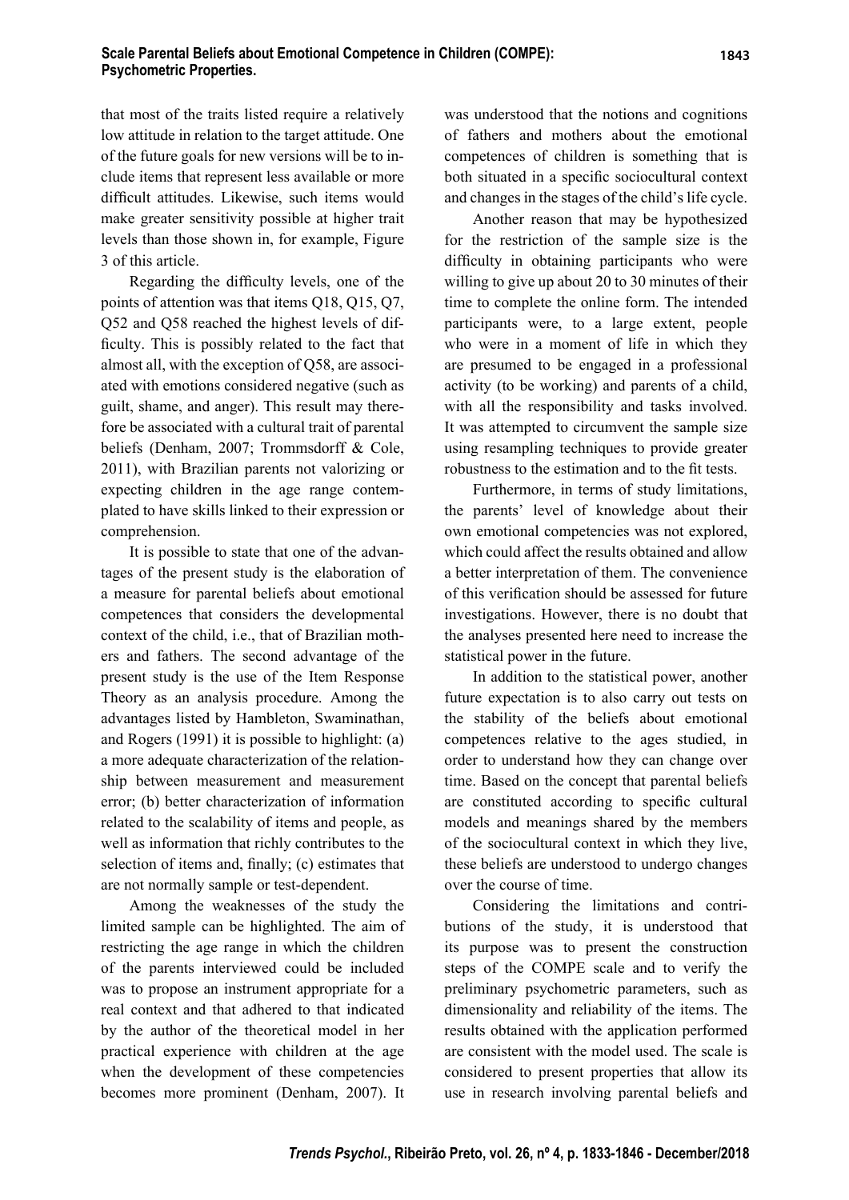that most of the traits listed require a relatively low attitude in relation to the target attitude. One of the future goals for new versions will be to include items that represent less available or more difficult attitudes. Likewise, such items would make greater sensitivity possible at higher trait levels than those shown in, for example, Figure 3 of this article.

Regarding the difficulty levels, one of the points of attention was that items Q18, Q15, Q7, Q52 and Q58 reached the highest levels of difficulty. This is possibly related to the fact that almost all, with the exception of Q58, are associated with emotions considered negative (such as guilt, shame, and anger). This result may therefore be associated with a cultural trait of parental beliefs (Denham, 2007; Trommsdorff & Cole, 2011), with Brazilian parents not valorizing or expecting children in the age range contemplated to have skills linked to their expression or comprehension.

It is possible to state that one of the advantages of the present study is the elaboration of a measure for parental beliefs about emotional competences that considers the developmental context of the child, i.e., that of Brazilian mothers and fathers. The second advantage of the present study is the use of the Item Response Theory as an analysis procedure. Among the advantages listed by Hambleton, Swaminathan, and Rogers (1991) it is possible to highlight: (a) a more adequate characterization of the relationship between measurement and measurement error; (b) better characterization of information related to the scalability of items and people, as well as information that richly contributes to the selection of items and, finally; (c) estimates that are not normally sample or test-dependent.

Among the weaknesses of the study the limited sample can be highlighted. The aim of restricting the age range in which the children of the parents interviewed could be included was to propose an instrument appropriate for a real context and that adhered to that indicated by the author of the theoretical model in her practical experience with children at the age when the development of these competencies becomes more prominent (Denham, 2007). It was understood that the notions and cognitions of fathers and mothers about the emotional competences of children is something that is both situated in a specific sociocultural context and changes in the stages of the child's life cycle.

Another reason that may be hypothesized for the restriction of the sample size is the difficulty in obtaining participants who were willing to give up about 20 to 30 minutes of their time to complete the online form. The intended participants were, to a large extent, people who were in a moment of life in which they are presumed to be engaged in a professional activity (to be working) and parents of a child, with all the responsibility and tasks involved. It was attempted to circumvent the sample size using resampling techniques to provide greater robustness to the estimation and to the fit tests.

Furthermore, in terms of study limitations, the parents' level of knowledge about their own emotional competencies was not explored, which could affect the results obtained and allow a better interpretation of them. The convenience of this verification should be assessed for future investigations. However, there is no doubt that the analyses presented here need to increase the statistical power in the future.

In addition to the statistical power, another future expectation is to also carry out tests on the stability of the beliefs about emotional competences relative to the ages studied, in order to understand how they can change over time. Based on the concept that parental beliefs are constituted according to specific cultural models and meanings shared by the members of the sociocultural context in which they live, these beliefs are understood to undergo changes over the course of time.

Considering the limitations and contributions of the study, it is understood that its purpose was to present the construction steps of the COMPE scale and to verify the preliminary psychometric parameters, such as dimensionality and reliability of the items. The results obtained with the application performed are consistent with the model used. The scale is considered to present properties that allow its use in research involving parental beliefs and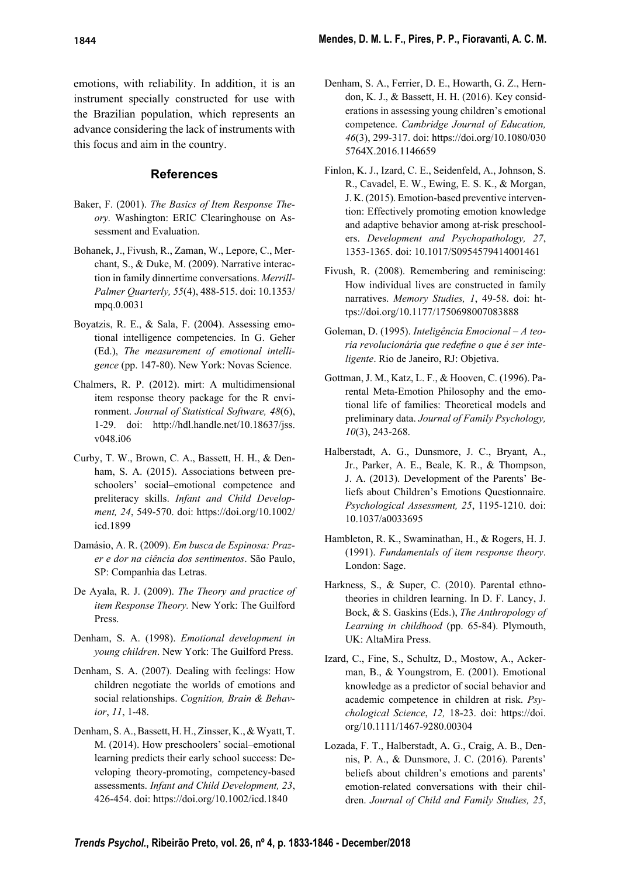emotions, with reliability. In addition, it is an instrument specially constructed for use with the Brazilian population, which represents an advance considering the lack of instruments with this focus and aim in the country.

## References

Baker, F. (2001). *The Basics of Item Response Theory.* Washington: ERIC Clearinghouse on Assessment and Evaluation.

Bohanek, J., Fivush, R., Zaman, W., Lepore, C., Merchant, S., & Duke, M. (2009). Narrative interaction in family dinnertime conversations. *Merrill-Palmer Quarterly, 55*(4), 488-515. doi: 10.1353/mpq.0.0031

Boyatzis, R. E., & Sala, F. (2004). Assessing emotional intelligence competencies. In G. Geher (Ed.), *The measurement of emotional intelligence* (pp. 147-80). New York: Novas Science.

Chalmers, R. P. (2012). mirt: A multidimensional item response theory package for the R environment. *Journal of Statistical Software, 48*(6), 1-29. doi: http://hdl.handle.net/10.18637/jss.v048.i06

Curby, T. W., Brown, C. A., Bassett, H. H., & Denham, S. A. (2015). Associations between preschoolers' social–emotional competence and preliteracy skills. *Infant and Child Development, 24*, 549-570. doi: https://doi.org/10.1002/icd.1899

Damásio, A. R. (2009). *Em busca de Espinosa: Prazer e dor na ciência dos sentimentos*. São Paulo, SP: Companhia das Letras.

De Ayala, R. J. (2009). *The Theory and practice of item Response Theory.* New York: The Guilford Press.

Denham, S. A. (1998). *Emotional development in young children*. New York: The Guilford Press.

Denham, S. A. (2007). Dealing with feelings: How children negotiate the worlds of emotions and social relationships. *Cognition, Brain & Behavior*, *11*, 1-48.

Denham, S. A., Bassett, H. H., Zinsser, K., & Wyatt, T. M. (2014). How preschoolers' social–emotional learning predicts their early school success: Developing theory-promoting, competency-based assessments. *Infant and Child Development, 23*, 426-454. doi: https://doi.org/10.1002/icd.1840

Denham, S. A., Ferrier, D. E., Howarth, G. Z., Herndon, K. J., & Bassett, H. H. (2016). Key considerations in assessing young children's emotional competence. *Cambridge Journal of Education, 46*(3), 299-317. doi: https://doi.org/10.1080/0305764X.2016.1146659

Finlon, K. J., Izard, C. E., Seidenfeld, A., Johnson, S. R., Cavadel, E. W., Ewing, E. S. K., & Morgan, J. K. (2015). Emotion-based preventive intervention: Effectively promoting emotion knowledge and adaptive behavior among at-risk preschoolers. *Development and Psychopathology, 27*, 1353-1365. doi: 10.1017/S0954579414001461

Fivush, R. (2008). Remembering and reminiscing: How individual lives are constructed in family narratives. *Memory Studies, 1*, 49-58. doi: https://doi.org/10.1177/1750698007083888

Goleman, D. (1995). *Inteligência Emocional – A teoria revolucionária que redefine o que é ser inteligente*. Rio de Janeiro, RJ: Objetiva.

Gottman, J. M., Katz, L. F., & Hooven, C. (1996). Parental Meta-Emotion Philosophy and the emotional life of families: Theoretical models and preliminary data. *Journal of Family Psychology, 10*(3), 243-268.

Halberstadt, A. G., Dunsmore, J. C., Bryant, A., Jr., Parker, A. E., Beale, K. R., & Thompson, J. A. (2013). Development of the Parents' Beliefs about Children's Emotions Questionnaire. *Psychological Assessment, 25*, 1195-1210. doi: 10.1037/a0033695

Hambleton, R. K., Swaminathan, H., & Rogers, H. J. (1991). *Fundamentals of item response theory*. London: Sage.

Harkness, S., & Super, C. (2010). Parental ethnotheories in children learning. In D. F. Lancy, J. Bock, & S. Gaskins (Eds.), *The Anthropology of Learning in childhood* (pp. 65-84). Plymouth, UK: AltaMira Press.

Izard, C., Fine, S., Schultz, D., Mostow, A., Ackerman, B., & Youngstrom, E. (2001). Emotional knowledge as a predictor of social behavior and academic competence in children at risk. *Psychological Science*, *12,* 18-23. doi: https://doi.org/10.1111/1467-9280.00304

Lozada, F. T., Halberstadt, A. G., Craig, A. B., Dennis, P. A., & Dunsmore, J. C. (2016). Parents' beliefs about children's emotions and parents' emotion-related conversations with their children. *Journal of Child and Family Studies, 25*,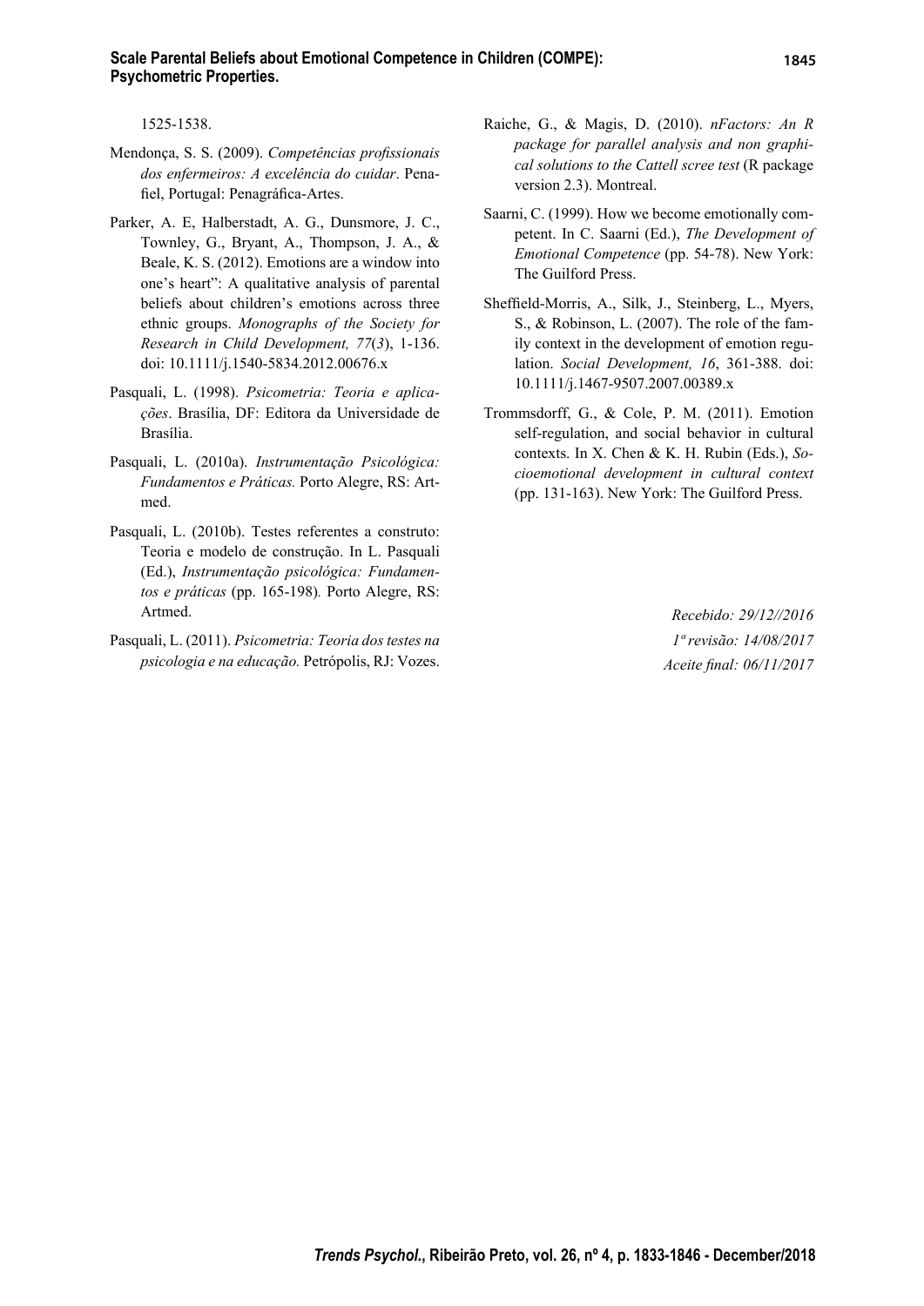1525-1538.

Mendonça, S. S. (2009). *Competências profissionais dos enfermeiros: A excelência do cuidar*. Penafiel, Portugal: Penagráfica-Artes.

Parker, A. E, Halberstadt, A. G., Dunsmore, J. C., Townley, G., Bryant, A., Thompson, J. A., & Beale, K. S. (2012). Emotions are a window into one's heart": A qualitative analysis of parental beliefs about children's emotions across three ethnic groups. *Monographs of the Society for Research in Child Development, 77*(*3*), 1-136. doi: 10.1111/j.1540-5834.2012.00676.x

Pasquali, L. (1998). *Psicometria: Teoria e aplicações*. Brasília, DF: Editora da Universidade de Brasília.

Pasquali, L. (2010a). *Instrumentação Psicológica: Fundamentos e Práticas.* Porto Alegre, RS: Artmed.

Pasquali, L. (2010b). Testes referentes a construto: Teoria e modelo de construção. In L. Pasquali (Ed.), *Instrumentação psicológica: Fundamentos e práticas* (pp. 165-198)*.* Porto Alegre, RS: Artmed.

Pasquali, L. (2011). *Psicometria: Teoria dos testes na psicologia e na educação.* Petrópolis, RJ: Vozes.

Raiche, G., & Magis, D. (2010). *nFactors: An R package for parallel analysis and non graphical solutions to the Cattell scree test* (R package version 2.3). Montreal.

Saarni, C. (1999). How we become emotionally competent. In C. Saarni (Ed.), *The Development of Emotional Competence* (pp. 54-78). New York: The Guilford Press.

Sheffield-Morris, A., Silk, J., Steinberg, L., Myers, S., & Robinson, L. (2007). The role of the family context in the development of emotion regulation. *Social Development, 16*, 361-388. doi: 10.1111/j.1467-9507.2007.00389.x

Trommsdorff, G., & Cole, P. M. (2011). Emotion self-regulation, and social behavior in cultural contexts. In X. Chen & K. H. Rubin (Eds.), *Socioemotional development in cultural context* (pp. 131-163). New York: The Guilford Press.

*Recebido: 29/12//2016*
*1ª revisão: 14/08/2017*
*Aceite final: 06/11/2017*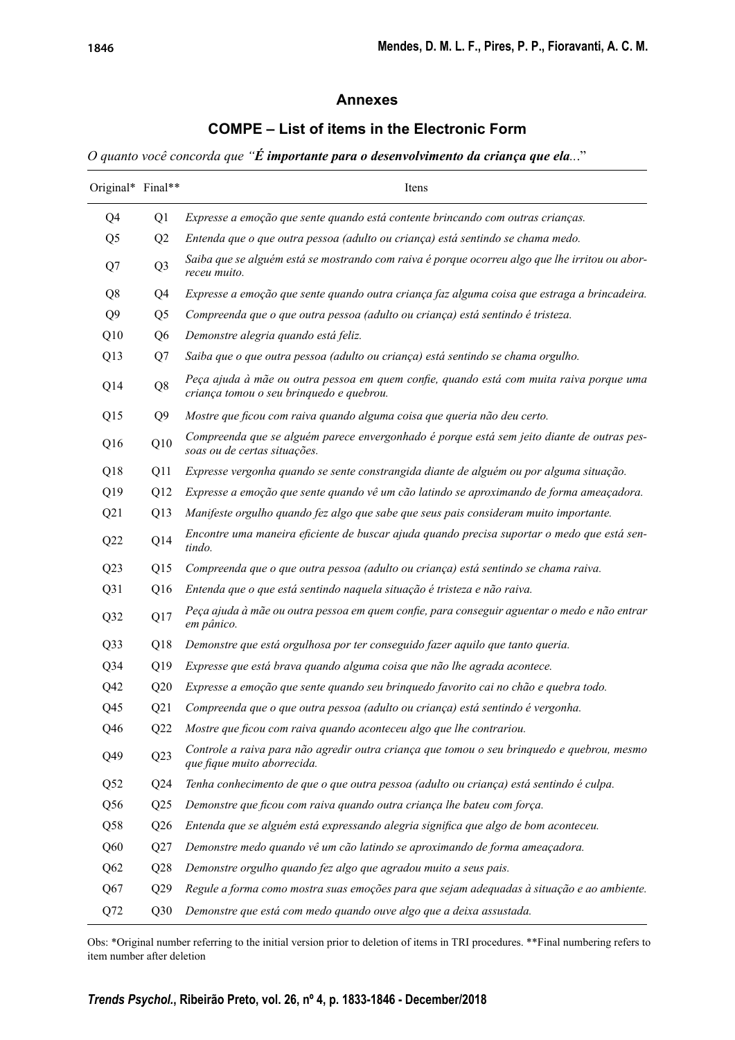## Annexes

### COMPE – List of items in the Electronic Form

*O quanto você concorda que "**É importante para o desenvolvimento da criança que ela**..."*

| Original* | Final** | Itens |
|---|---|---|
| Q4 | Q1 | *Expresse a emoção que sente quando está contente brincando com outras crianças.* |
| Q5 | Q2 | *Entenda que o que outra pessoa (adulto ou criança) está sentindo se chama medo.* |
| Q7 | Q3 | *Saiba que se alguém está se mostrando com raiva é porque ocorreu algo que lhe irritou ou aborreceu muito.* |
| Q8 | Q4 | *Expresse a emoção que sente quando outra criança faz alguma coisa que estraga a brincadeira.* |
| Q9 | Q5 | *Compreenda que o que outra pessoa (adulto ou criança) está sentindo é tristeza.* |
| Q10 | Q6 | *Demonstre alegria quando está feliz.* |
| Q13 | Q7 | *Saiba que o que outra pessoa (adulto ou criança) está sentindo se chama orgulho.* |
| Q14 | Q8 | *Peça ajuda à mãe ou outra pessoa em quem confie, quando está com muita raiva porque uma criança tomou o seu brinquedo e quebrou.* |
| Q15 | Q9 | *Mostre que ficou com raiva quando alguma coisa que queria não deu certo.* |
| Q16 | Q10 | *Compreenda que se alguém parece envergonhado é porque está sem jeito diante de outras pessoas ou de certas situações.* |
| Q18 | Q11 | *Expresse vergonha quando se sente constrangida diante de alguém ou por alguma situação.* |
| Q19 | Q12 | *Expresse a emoção que sente quando vê um cão latindo se aproximando de forma ameaçadora.* |
| Q21 | Q13 | *Manifeste orgulho quando fez algo que sabe que seus pais consideram muito importante.* |
| Q22 | Q14 | *Encontre uma maneira eficiente de buscar ajuda quando precisa suportar o medo que está sentindo.* |
| Q23 | Q15 | *Compreenda que o que outra pessoa (adulto ou criança) está sentindo se chama raiva.* |
| Q31 | Q16 | *Entenda que o que está sentindo naquela situação é tristeza e não raiva.* |
| Q32 | Q17 | *Peça ajuda à mãe ou outra pessoa em quem confie, para conseguir aguentar o medo e não entrar em pânico.* |
| Q33 | Q18 | *Demonstre que está orgulhosa por ter conseguido fazer aquilo que tanto queria.* |
| Q34 | Q19 | *Expresse que está brava quando alguma coisa que não lhe agrada acontece.* |
| Q42 | Q20 | *Expresse a emoção que sente quando seu brinquedo favorito cai no chão e quebra todo.* |
| Q45 | Q21 | *Compreenda que o que outra pessoa (adulto ou criança) está sentindo é vergonha.* |
| Q46 | Q22 | *Mostre que ficou com raiva quando aconteceu algo que lhe contrariou.* |
| Q49 | Q23 | *Controle a raiva para não agredir outra criança que tomou o seu brinquedo e quebrou, mesmo que fique muito aborrecida.* |
| Q52 | Q24 | *Tenha conhecimento de que o que outra pessoa (adulto ou criança) está sentindo é culpa.* |
| Q56 | Q25 | *Demonstre que ficou com raiva quando outra criança lhe bateu com força.* |
| Q58 | Q26 | *Entenda que se alguém está expressando alegria significa que algo de bom aconteceu.* |
| Q60 | Q27 | *Demonstre medo quando vê um cão latindo se aproximando de forma ameaçadora.* |
| Q62 | Q28 | *Demonstre orgulho quando fez algo que agradou muito a seus pais.* |
| Q67 | Q29 | *Regule a forma como mostra suas emoções para que sejam adequadas à situação e ao ambiente.* |
| Q72 | Q30 | *Demonstre que está com medo quando ouve algo que a deixa assustada.* |

Obs: *Original number referring to the initial version prior to deletion of items in TRI procedures. **Final numbering refers to item number after deletion